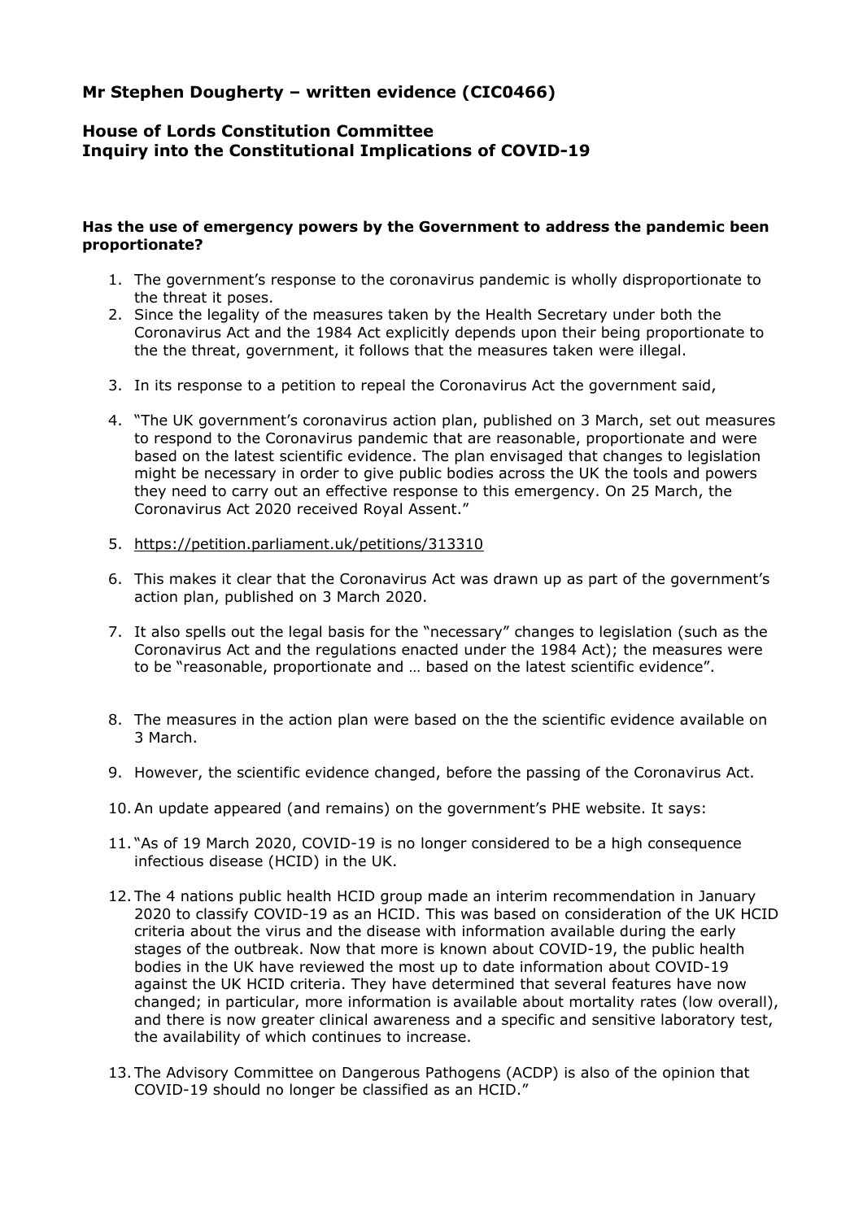**Mr Stephen Dougherty – written evidence (CIC0466)**

**House of Lords Constitution Committee**
**Inquiry into the Constitutional Implications of COVID-19**

**Has the use of emergency powers by the Government to address the pandemic been proportionate?**

1. The government's response to the coronavirus pandemic is wholly disproportionate to the threat it poses.
2. Since the legality of the measures taken by the Health Secretary under both the Coronavirus Act and the 1984 Act explicitly depends upon their being proportionate to the the threat, government, it follows that the measures taken were illegal.
3. In its response to a petition to repeal the Coronavirus Act the government said,
4. "The UK government's coronavirus action plan, published on 3 March, set out measures to respond to the Coronavirus pandemic that are reasonable, proportionate and were based on the latest scientific evidence. The plan envisaged that changes to legislation might be necessary in order to give public bodies across the UK the tools and powers they need to carry out an effective response to this emergency. On 25 March, the Coronavirus Act 2020 received Royal Assent."
5. https://petition.parliament.uk/petitions/313310
6. This makes it clear that the Coronavirus Act was drawn up as part of the government's action plan, published on 3 March 2020.
7. It also spells out the legal basis for the "necessary" changes to legislation (such as the Coronavirus Act and the regulations enacted under the 1984 Act); the measures were to be "reasonable, proportionate and … based on the latest scientific evidence".
8. The measures in the action plan were based on the the scientific evidence available on 3 March.
9. However, the scientific evidence changed, before the passing of the Coronavirus Act.
10. An update appeared (and remains) on the government's PHE website. It says:
11. "As of 19 March 2020, COVID-19 is no longer considered to be a high consequence infectious disease (HCID) in the UK.
12. The 4 nations public health HCID group made an interim recommendation in January 2020 to classify COVID-19 as an HCID. This was based on consideration of the UK HCID criteria about the virus and the disease with information available during the early stages of the outbreak. Now that more is known about COVID-19, the public health bodies in the UK have reviewed the most up to date information about COVID-19 against the UK HCID criteria. They have determined that several features have now changed; in particular, more information is available about mortality rates (low overall), and there is now greater clinical awareness and a specific and sensitive laboratory test, the availability of which continues to increase.
13. The Advisory Committee on Dangerous Pathogens (ACDP) is also of the opinion that COVID-19 should no longer be classified as an HCID."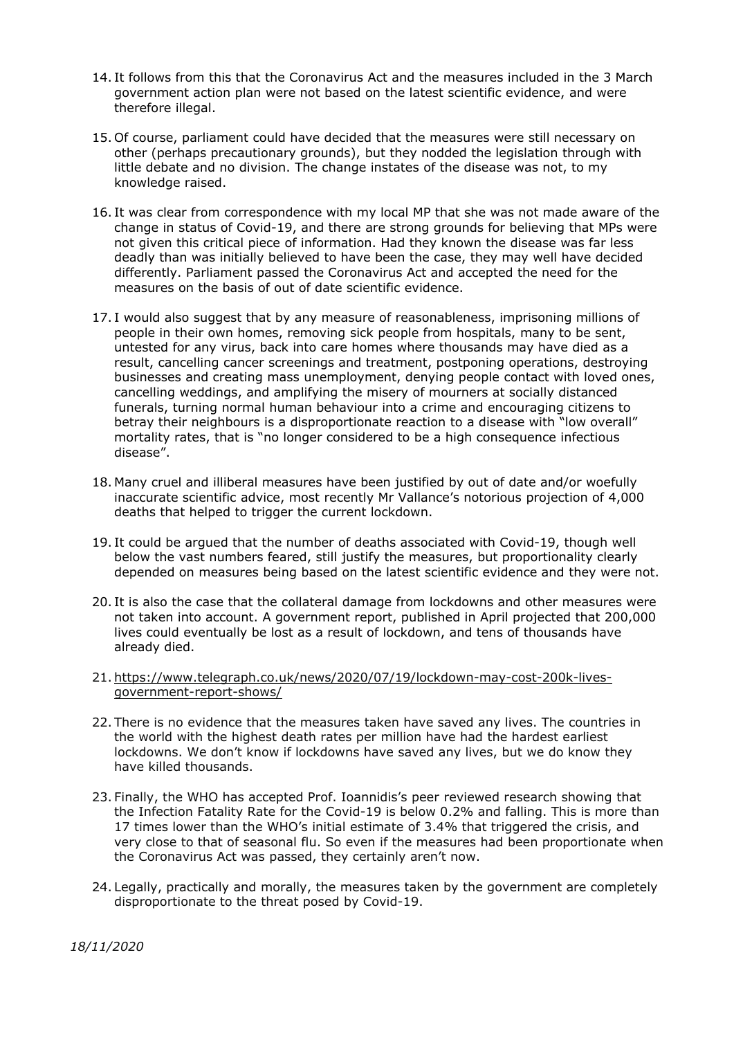14. It follows from this that the Coronavirus Act and the measures included in the 3 March government action plan were not based on the latest scientific evidence, and were therefore illegal.

15. Of course, parliament could have decided that the measures were still necessary on other (perhaps precautionary grounds), but they nodded the legislation through with little debate and no division. The change instates of the disease was not, to my knowledge raised.

16. It was clear from correspondence with my local MP that she was not made aware of the change in status of Covid-19, and there are strong grounds for believing that MPs were not given this critical piece of information. Had they known the disease was far less deadly than was initially believed to have been the case, they may well have decided differently. Parliament passed the Coronavirus Act and accepted the need for the measures on the basis of out of date scientific evidence.

17. I would also suggest that by any measure of reasonableness, imprisoning millions of people in their own homes, removing sick people from hospitals, many to be sent, untested for any virus, back into care homes where thousands may have died as a result, cancelling cancer screenings and treatment, postponing operations, destroying businesses and creating mass unemployment, denying people contact with loved ones, cancelling weddings, and amplifying the misery of mourners at socially distanced funerals, turning normal human behaviour into a crime and encouraging citizens to betray their neighbours is a disproportionate reaction to a disease with "low overall" mortality rates, that is "no longer considered to be a high consequence infectious disease".

18. Many cruel and illiberal measures have been justified by out of date and/or woefully inaccurate scientific advice, most recently Mr Vallance's notorious projection of 4,000 deaths that helped to trigger the current lockdown.

19. It could be argued that the number of deaths associated with Covid-19, though well below the vast numbers feared, still justify the measures, but proportionality clearly depended on measures being based on the latest scientific evidence and they were not.

20. It is also the case that the collateral damage from lockdowns and other measures were not taken into account. A government report, published in April projected that 200,000 lives could eventually be lost as a result of lockdown, and tens of thousands have already died.

21. https://www.telegraph.co.uk/news/2020/07/19/lockdown-may-cost-200k-lives-government-report-shows/

22. There is no evidence that the measures taken have saved any lives. The countries in the world with the highest death rates per million have had the hardest earliest lockdowns. We don't know if lockdowns have saved any lives, but we do know they have killed thousands.

23. Finally, the WHO has accepted Prof. Ioannidis's peer reviewed research showing that the Infection Fatality Rate for the Covid-19 is below 0.2% and falling. This is more than 17 times lower than the WHO's initial estimate of 3.4% that triggered the crisis, and very close to that of seasonal flu. So even if the measures had been proportionate when the Coronavirus Act was passed, they certainly aren't now.

24. Legally, practically and morally, the measures taken by the government are completely disproportionate to the threat posed by Covid-19.

*18/11/2020*